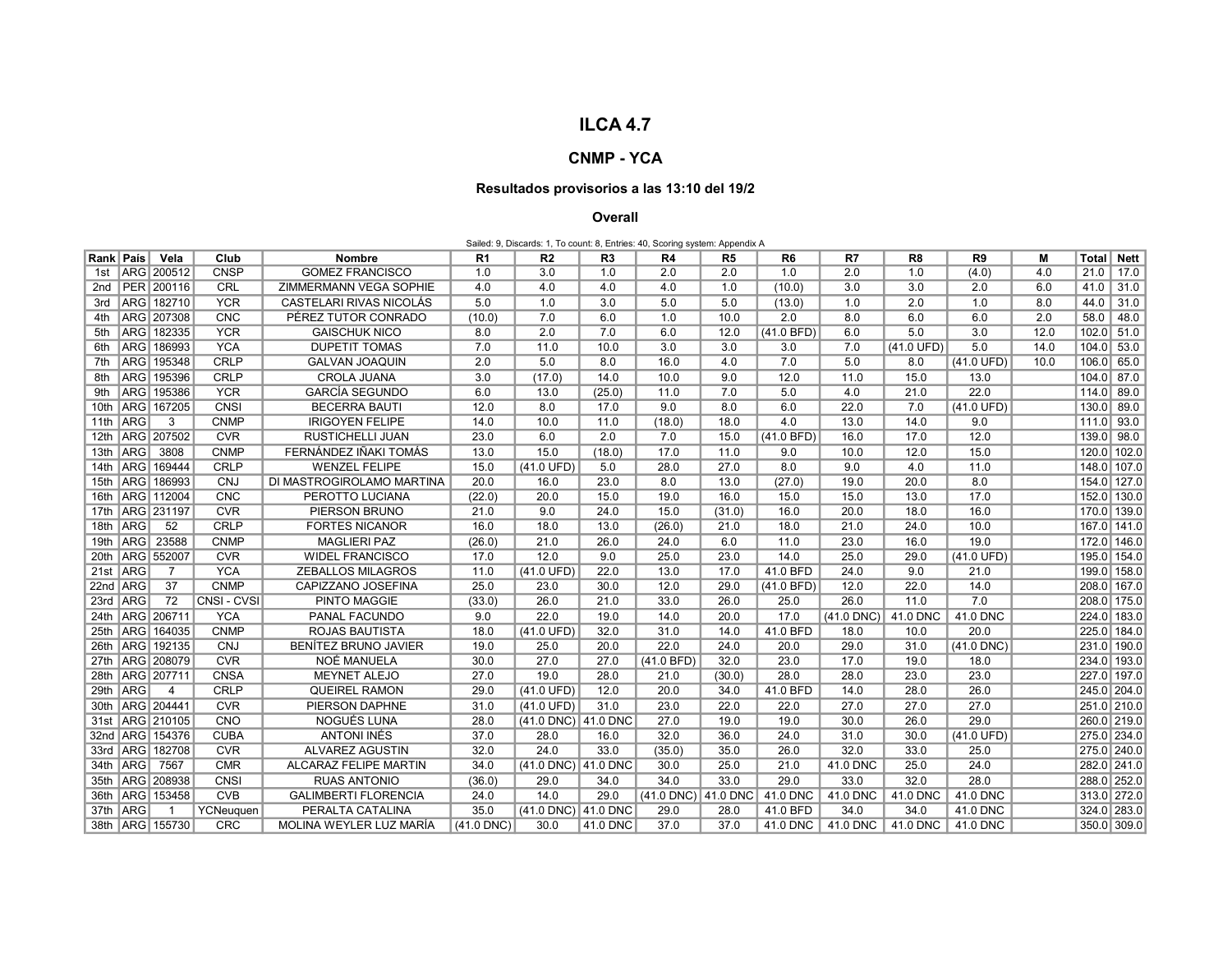# ILCA 4.7

## CNMP - YCA

### Resultados provisorios a las 13:10 del 19/2

### Overall

Sailed: 9, Discards: 1, To count: 8, Entries: 40, Scoring system: Appendix A

| Rank | País | Vela | Club | Nombre | R1 | R2 | R3 | R4 | R5 | R6 | R7 | R8 | R9 | M | Total | Nett |
|---|---|---|---|---|---|---|---|---|---|---|---|---|---|---|---|---|
| 1st | ARG | 200512 | CNSP | GOMEZ FRANCISCO | 1.0 | 3.0 | 1.0 | 2.0 | 2.0 | 1.0 | 2.0 | 1.0 | (4.0) | 4.0 | 21.0 | 17.0 |
| 2nd | PER | 200116 | CRL | ZIMMERMANN VEGA SOPHIE | 4.0 | 4.0 | 4.0 | 4.0 | 1.0 | (10.0) | 3.0 | 3.0 | 2.0 | 6.0 | 41.0 | 31.0 |
| 3rd | ARG | 182710 | YCR | CASTELARI RIVAS NICOLÁS | 5.0 | 1.0 | 3.0 | 5.0 | 5.0 | (13.0) | 1.0 | 2.0 | 1.0 | 8.0 | 44.0 | 31.0 |
| 4th | ARG | 207308 | CNC | PÉREZ TUTOR CONRADO | (10.0) | 7.0 | 6.0 | 1.0 | 10.0 | 2.0 | 8.0 | 6.0 | 6.0 | 2.0 | 58.0 | 48.0 |
| 5th | ARG | 182335 | YCR | GAISCHUK NICO | 8.0 | 2.0 | 7.0 | 6.0 | 12.0 | (41.0 BFD) | 6.0 | 5.0 | 3.0 | 12.0 | 102.0 | 51.0 |
| 6th | ARG | 186993 | YCA | DUPETIT TOMAS | 7.0 | 11.0 | 10.0 | 3.0 | 3.0 | 3.0 | 7.0 | (41.0 UFD) | 5.0 | 14.0 | 104.0 | 53.0 |
| 7th | ARG | 195348 | CRLP | GALVAN JOAQUIN | 2.0 | 5.0 | 8.0 | 16.0 | 4.0 | 7.0 | 5.0 | 8.0 | (41.0 UFD) | 10.0 | 106.0 | 65.0 |
| 8th | ARG | 195396 | CRLP | CROLA JUANA | 3.0 | (17.0) | 14.0 | 10.0 | 9.0 | 12.0 | 11.0 | 15.0 | 13.0 | | 104.0 | 87.0 |
| 9th | ARG | 195386 | YCR | GARCÍA SEGUNDO | 6.0 | 13.0 | (25.0) | 11.0 | 7.0 | 5.0 | 4.0 | 21.0 | 22.0 | | 114.0 | 89.0 |
| 10th | ARG | 167205 | CNSI | BECERRA BAUTI | 12.0 | 8.0 | 17.0 | 9.0 | 8.0 | 6.0 | 22.0 | 7.0 | (41.0 UFD) | | 130.0 | 89.0 |
| 11th | ARG | 3 | CNMP | IRIGOYEN FELIPE | 14.0 | 10.0 | 11.0 | (18.0) | 18.0 | 4.0 | 13.0 | 14.0 | 9.0 | | 111.0 | 93.0 |
| 12th | ARG | 207502 | CVR | RUSTICHELLI JUAN | 23.0 | 6.0 | 2.0 | 7.0 | 15.0 | (41.0 BFD) | 16.0 | 17.0 | 12.0 | | 139.0 | 98.0 |
| 13th | ARG | 3808 | CNMP | FERNÁNDEZ IÑAKI TOMÁS | 13.0 | 15.0 | (18.0) | 17.0 | 11.0 | 9.0 | 10.0 | 12.0 | 15.0 | | 120.0 | 102.0 |
| 14th | ARG | 169444 | CRLP | WENZEL FELIPE | 15.0 | (41.0 UFD) | 5.0 | 28.0 | 27.0 | 8.0 | 9.0 | 4.0 | 11.0 | | 148.0 | 107.0 |
| 15th | ARG | 186993 | CNJ | DI MASTROGIROLAMO MARTINA | 20.0 | 16.0 | 23.0 | 8.0 | 13.0 | (27.0) | 19.0 | 20.0 | 8.0 | | 154.0 | 127.0 |
| 16th | ARG | 112004 | CNC | PEROTTO LUCIANA | (22.0) | 20.0 | 15.0 | 19.0 | 16.0 | 15.0 | 15.0 | 13.0 | 17.0 | | 152.0 | 130.0 |
| 17th | ARG | 231197 | CVR | PIERSON BRUNO | 21.0 | 9.0 | 24.0 | 15.0 | (31.0) | 16.0 | 20.0 | 18.0 | 16.0 | | 170.0 | 139.0 |
| 18th | ARG | 52 | CRLP | FORTES NICANOR | 16.0 | 18.0 | 13.0 | (26.0) | 21.0 | 18.0 | 21.0 | 24.0 | 10.0 | | 167.0 | 141.0 |
| 19th | ARG | 23588 | CNMP | MAGLIERI PAZ | (26.0) | 21.0 | 26.0 | 24.0 | 6.0 | 11.0 | 23.0 | 16.0 | 19.0 | | 172.0 | 146.0 |
| 20th | ARG | 552007 | CVR | WIDEL FRANCISCO | 17.0 | 12.0 | 9.0 | 25.0 | 23.0 | 14.0 | 25.0 | 29.0 | (41.0 UFD) | | 195.0 | 154.0 |
| 21st | ARG | 7 | YCA | ZEBALLOS MILAGROS | 11.0 | (41.0 UFD) | 22.0 | 13.0 | 17.0 | 41.0 BFD | 24.0 | 9.0 | 21.0 | | 199.0 | 158.0 |
| 22nd | ARG | 37 | CNMP | CAPIZZANO JOSEFINA | 25.0 | 23.0 | 30.0 | 12.0 | 29.0 | (41.0 BFD) | 12.0 | 22.0 | 14.0 | | 208.0 | 167.0 |
| 23rd | ARG | 72 | CNSI - CVSI | PINTO MAGGIE | (33.0) | 26.0 | 21.0 | 33.0 | 26.0 | 25.0 | 26.0 | 11.0 | 7.0 | | 208.0 | 175.0 |
| 24th | ARG | 206711 | YCA | PANAL FACUNDO | 9.0 | 22.0 | 19.0 | 14.0 | 20.0 | 17.0 | (41.0 DNC) | 41.0 DNC | 41.0 DNC | | 224.0 | 183.0 |
| 25th | ARG | 164035 | CNMP | ROJAS BAUTISTA | 18.0 | (41.0 UFD) | 32.0 | 31.0 | 14.0 | 41.0 BFD | 18.0 | 10.0 | 20.0 | | 225.0 | 184.0 |
| 26th | ARG | 192135 | CNJ | BENÍTEZ BRUNO JAVIER | 19.0 | 25.0 | 20.0 | 22.0 | 24.0 | 20.0 | 29.0 | 31.0 | (41.0 DNC) | | 231.0 | 190.0 |
| 27th | ARG | 208079 | CVR | NOÉ MANUELA | 30.0 | 27.0 | 27.0 | (41.0 BFD) | 32.0 | 23.0 | 17.0 | 19.0 | 18.0 | | 234.0 | 193.0 |
| 28th | ARG | 207711 | CNSA | MEYNET ALEJO | 27.0 | 19.0 | 28.0 | 21.0 | (30.0) | 28.0 | 28.0 | 23.0 | 23.0 | | 227.0 | 197.0 |
| 29th | ARG | 4 | CRLP | QUEIREL RAMON | 29.0 | (41.0 UFD) | 12.0 | 20.0 | 34.0 | 41.0 BFD | 14.0 | 28.0 | 26.0 | | 245.0 | 204.0 |
| 30th | ARG | 204441 | CVR | PIERSON DAPHNE | 31.0 | (41.0 UFD) | 31.0 | 23.0 | 22.0 | 22.0 | 27.0 | 27.0 | 27.0 | | 251.0 | 210.0 |
| 31st | ARG | 210105 | CNO | NOGUÉS LUNA | 28.0 | (41.0 DNC) | 41.0 DNC | 27.0 | 19.0 | 19.0 | 30.0 | 26.0 | 29.0 | | 260.0 | 219.0 |
| 32nd | ARG | 154376 | CUBA | ANTONI INÉS | 37.0 | 28.0 | 16.0 | 32.0 | 36.0 | 24.0 | 31.0 | 30.0 | (41.0 UFD) | | 275.0 | 234.0 |
| 33rd | ARG | 182708 | CVR | ALVAREZ AGUSTIN | 32.0 | 24.0 | 33.0 | (35.0) | 35.0 | 26.0 | 32.0 | 33.0 | 25.0 | | 275.0 | 240.0 |
| 34th | ARG | 7567 | CMR | ALCARAZ FELIPE MARTIN | 34.0 | (41.0 DNC) | 41.0 DNC | 30.0 | 25.0 | 21.0 | 41.0 DNC | 25.0 | 24.0 | | 282.0 | 241.0 |
| 35th | ARG | 208938 | CNSI | RUAS ANTONIO | (36.0) | 29.0 | 34.0 | 34.0 | 33.0 | 29.0 | 33.0 | 32.0 | 28.0 | | 288.0 | 252.0 |
| 36th | ARG | 153458 | CVB | GALIMBERTI FLORENCIA | 24.0 | 14.0 | 29.0 | (41.0 DNC) | 41.0 DNC | 41.0 DNC | 41.0 DNC | 41.0 DNC | 41.0 DNC | | 313.0 | 272.0 |
| 37th | ARG | 1 | YCNeuquen | PERALTA CATALINA | 35.0 | (41.0 DNC) | 41.0 DNC | 29.0 | 28.0 | 41.0 BFD | 34.0 | 34.0 | 41.0 DNC | | 324.0 | 283.0 |
| 38th | ARG | 155730 | CRC | MOLINA WEYLER LUZ MARÍA | (41.0 DNC) | 30.0 | 41.0 DNC | 37.0 | 37.0 | 41.0 DNC | 41.0 DNC | 41.0 DNC | 41.0 DNC | | 350.0 | 309.0 |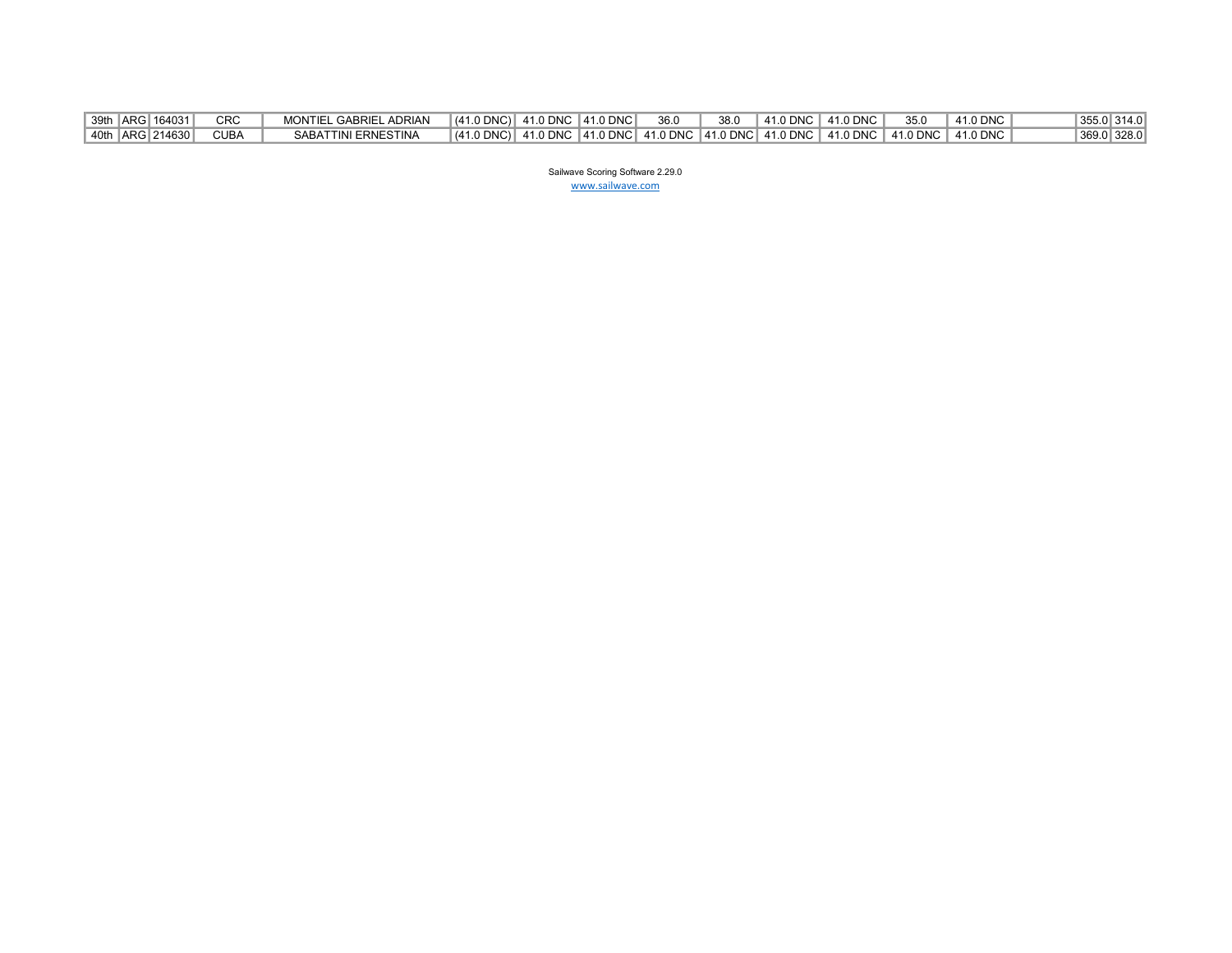| | | | | | | | | | | | | | | | | | |
|---|---|---|---|---|---|---|---|---|---|---|---|---|---|---|---|---|---|
| 39th | ARG | 164031 | CRC | MONTIEL GABRIEL ADRIAN | (41.0 DNC) | 41.0 DNC | 41.0 DNC | 36.0 | 38.0 | 41.0 DNC | 41.0 DNC | 35.0 | 41.0 DNC | | 355.0 | 314.0 |
| 40th | ARG | 214630 | CUBA | SABATTINI ERNESTINA | (41.0 DNC) | 41.0 DNC | 41.0 DNC | 41.0 DNC | 41.0 DNC | 41.0 DNC | 41.0 DNC | 41.0 DNC | 41.0 DNC | | 369.0 | 328.0 |

Sailwave Scoring Software 2.29.0
www.sailwave.com